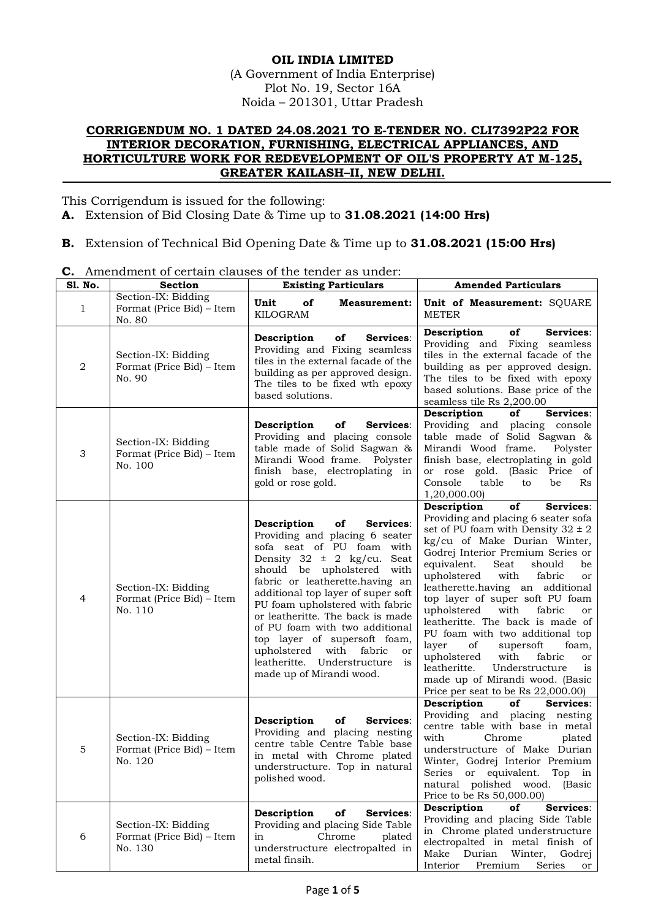**OIL INDIA LIMITED**

(A Government of India Enterprise)
Plot No. 19, Sector 16A
Noida – 201301, Uttar Pradesh

**CORRIGENDUM NO. 1 DATED 24.08.2021 TO E-TENDER NO. CLI7392P22 FOR INTERIOR DECORATION, FURNISHING, ELECTRICAL APPLIANCES, AND HORTICULTURE WORK FOR REDEVELOPMENT OF OIL'S PROPERTY AT M-125, GREATER KAILASH–II, NEW DELHI.**

This Corrigendum is issued for the following:

**A.** Extension of Bid Closing Date & Time up to **31.08.2021 (14:00 Hrs)**

**B.** Extension of Technical Bid Opening Date & Time up to **31.08.2021 (15:00 Hrs)**

**C.** Amendment of certain clauses of the tender as under:

| Sl. No. | Section | Existing Particulars | Amended Particulars |
|---|---|---|---|
| 1 | Section-IX: Bidding Format (Price Bid) – Item No. 80 | **Unit of Measurement:** KILOGRAM | **Unit of Measurement:** SQUARE METER |
| 2 | Section-IX: Bidding Format (Price Bid) – Item No. 90 | **Description of Services**: Providing and Fixing seamless tiles in the external facade of the building as per approved design. The tiles to be fixed wth epoxy based solutions. | **Description of Services**: Providing and Fixing seamless tiles in the external facade of the building as per approved design. The tiles to be fixed with epoxy based solutions. Base price of the seamless tile Rs 2,200.00 |
| 3 | Section-IX: Bidding Format (Price Bid) – Item No. 100 | **Description of Services**: Providing and placing console table made of Solid Sagwan & Mirandi Wood frame. Polyster finish base, electroplating in gold or rose gold. | **Description of Services**: Providing and placing console table made of Solid Sagwan & Mirandi Wood frame. Polyster finish base, electroplating in gold or rose gold. (Basic Price of Console table to be Rs 1,20,000.00) |
| 4 | Section-IX: Bidding Format (Price Bid) – Item No. 110 | **Description of Services**: Providing and placing 6 seater sofa seat of PU foam with Density 32 ± 2 kg/cu. Seat should be upholstered with fabric or leatherette.having an additional top layer of super soft PU foam upholstered with fabric or leatheritte. The back is made of PU foam with two additional top layer of supersoft foam, upholstered with fabric or leatheritte. Understructure is made up of Mirandi wood. | **Description of Services**: Providing and placing 6 seater sofa set of PU foam with Density 32 ± 2 kg/cu of Make Durian Winter, Godrej Interior Premium Series or equivalent. Seat should be upholstered with fabric or leatherette.having an additional top layer of super soft PU foam upholstered with fabric or leatheritte. The back is made of PU foam with two additional top layer of supersoft foam, upholstered with fabric or leatheritte. Understructure is made up of Mirandi wood. (Basic Price per seat to be Rs 22,000.00) |
| 5 | Section-IX: Bidding Format (Price Bid) – Item No. 120 | **Description of Services**: Providing and placing nesting centre table Centre Table base in metal with Chrome plated understructure. Top in natural polished wood. | **Description of Services**: Providing and placing nesting centre table with base in metal with Chrome plated understructure of Make Durian Winter, Godrej Interior Premium Series or equivalent. Top in natural polished wood. (Basic Price to be Rs 50,000.00) |
| 6 | Section-IX: Bidding Format (Price Bid) – Item No. 130 | **Description of Services**: Providing and placing Side Table in Chrome plated understructure electropalted in metal finsih. | **Description of Services**: Providing and placing Side Table in Chrome plated understructure electropalted in metal finish of Make Durian Winter, Godrej Interior Premium Series or |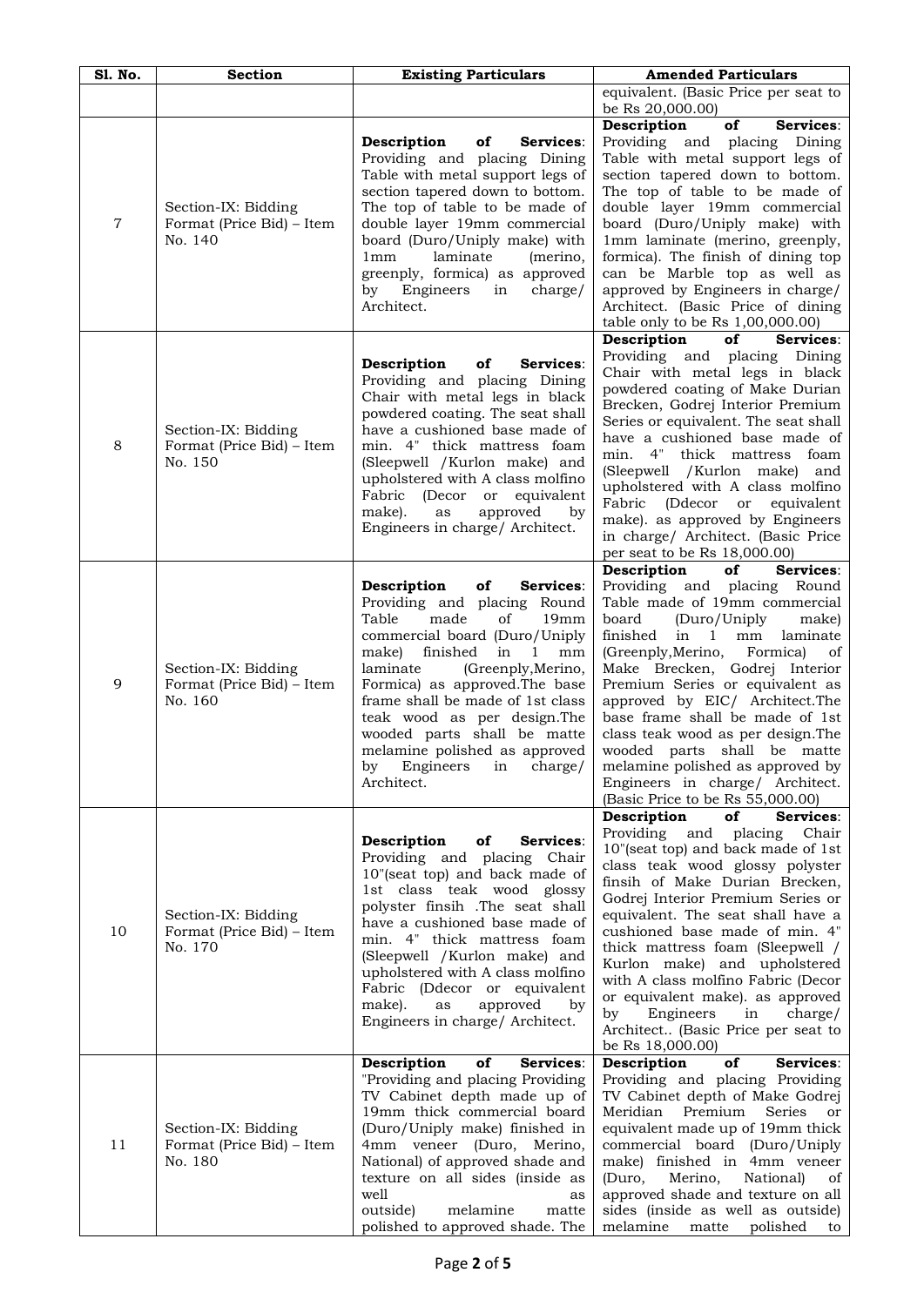| Sl. No. | Section | Existing Particulars | Amended Particulars |
|---|---|---|---|
| | | | equivalent. (Basic Price per seat to be Rs 20,000.00) |
| 7 | Section-IX: Bidding Format (Price Bid) – Item No. 140 | **Description of Services**: Providing and placing Dining Table with metal support legs of section tapered down to bottom. The top of table to be made of double layer 19mm commercial board (Duro/Uniply make) with 1mm laminate (merino, greenply, formica) as approved by Engineers in charge/ Architect. | **Description of Services**: Providing and placing Dining Table with metal support legs of section tapered down to bottom. The top of table to be made of double layer 19mm commercial board (Duro/Uniply make) with 1mm laminate (merino, greenply, formica). The finish of dining top can be Marble top as well as approved by Engineers in charge/ Architect. (Basic Price of dining table only to be Rs 1,00,000.00) |
| 8 | Section-IX: Bidding Format (Price Bid) – Item No. 150 | **Description of Services**: Providing and placing Dining Chair with metal legs in black powdered coating. The seat shall have a cushioned base made of min. 4" thick mattress foam (Sleepwell /Kurlon make) and upholstered with A class molfino Fabric (Decor or equivalent make). as approved by Engineers in charge/ Architect. | **Description of Services**: Providing and placing Dining Chair with metal legs in black powdered coating of Make Durian Brecken, Godrej Interior Premium Series or equivalent. The seat shall have a cushioned base made of min. 4" thick mattress foam (Sleepwell /Kurlon make) and upholstered with A class molfino Fabric (Ddecor or equivalent make). as approved by Engineers in charge/ Architect. (Basic Price per seat to be Rs 18,000.00) |
| 9 | Section-IX: Bidding Format (Price Bid) – Item No. 160 | **Description of Services**: Providing and placing Round Table made of 19mm commercial board (Duro/Uniply make) finished in 1 mm laminate (Greenply,Merino, Formica) as approved.The base frame shall be made of 1st class teak wood as per design.The wooded parts shall be matte melamine polished as approved by Engineers in charge/ Architect. | **Description of Services**: Providing and placing Round Table made of 19mm commercial board (Duro/Uniply make) finished in 1 mm laminate (Greenply,Merino, Formica) of Make Brecken, Godrej Interior Premium Series or equivalent as approved by EIC/ Architect.The base frame shall be made of 1st class teak wood as per design.The wooded parts shall be matte melamine polished as approved by Engineers in charge/ Architect. (Basic Price to be Rs 55,000.00) |
| 10 | Section-IX: Bidding Format (Price Bid) – Item No. 170 | **Description of Services**: Providing and placing Chair 10"(seat top) and back made of 1st class teak wood glossy polyster finsih .The seat shall have a cushioned base made of min. 4" thick mattress foam (Sleepwell /Kurlon make) and upholstered with A class molfino Fabric (Ddecor or equivalent make). as approved by Engineers in charge/ Architect. | **Description of Services**: Providing and placing Chair 10"(seat top) and back made of 1st class teak wood glossy polyster finsih of Make Durian Brecken, Godrej Interior Premium Series or equivalent. The seat shall have a cushioned base made of min. 4" thick mattress foam (Sleepwell / Kurlon make) and upholstered with A class molfino Fabric (Decor or equivalent make). as approved by Engineers in charge/ Architect.. (Basic Price per seat to be Rs 18,000.00) |
| 11 | Section-IX: Bidding Format (Price Bid) – Item No. 180 | **Description of Services**: "Providing and placing Providing TV Cabinet depth made up of 19mm thick commercial board (Duro/Uniply make) finished in 4mm veneer (Duro, Merino, National) of approved shade and texture on all sides (inside as well as outside) melamine matte polished to approved shade. The | **Description of Services**: Providing and placing Providing TV Cabinet depth of Make Godrej Meridian Premium Series or equivalent made up of 19mm thick commercial board (Duro/Uniply make) finished in 4mm veneer (Duro, Merino, National) of approved shade and texture on all sides (inside as well as outside) melamine matte polished to |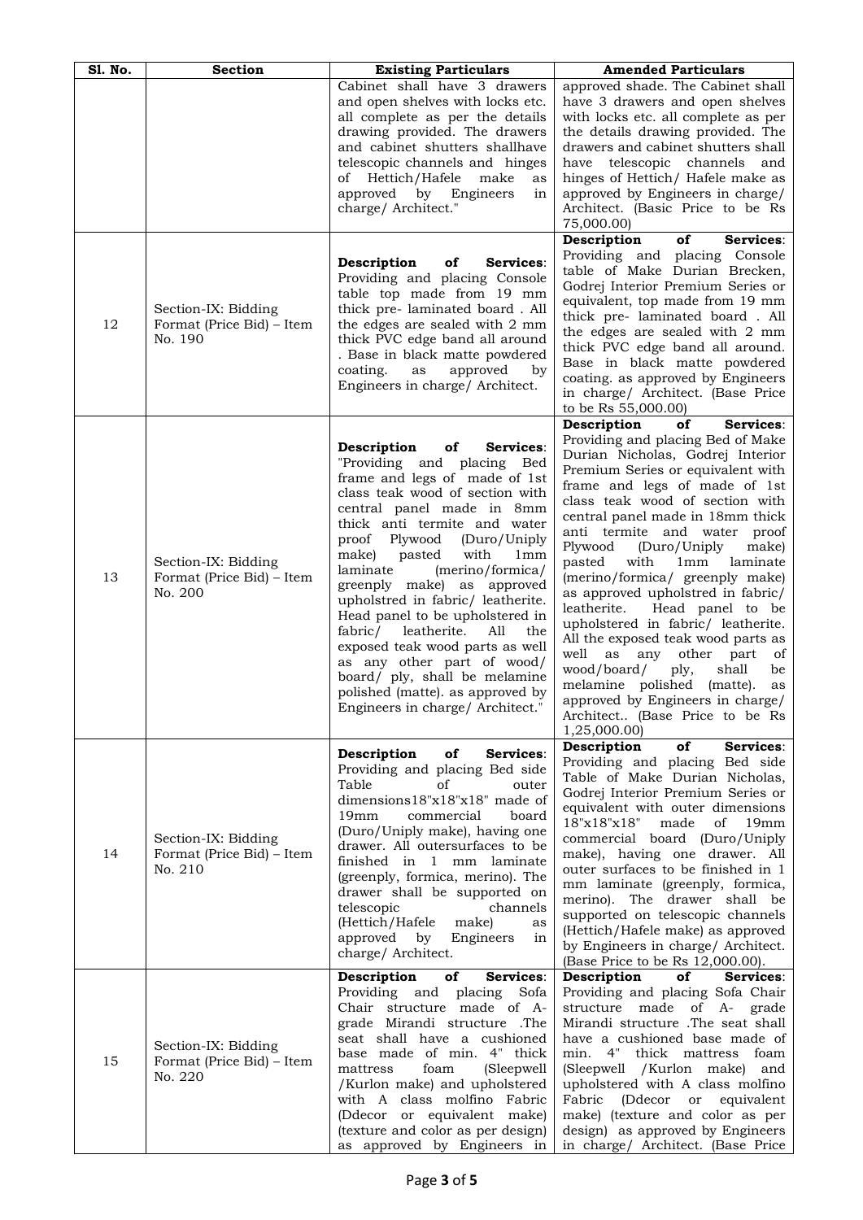| Sl. No. | Section | Existing Particulars | Amended Particulars |
|---|---|---|---|
| | | Cabinet shall have 3 drawers and open shelves with locks etc. all complete as per the details drawing provided. The drawers and cabinet shutters shallhave telescopic channels and hinges of Hettich/Hafele make as approved by Engineers in charge/ Architect." | approved shade. The Cabinet shall have 3 drawers and open shelves with locks etc. all complete as per the details drawing provided. The drawers and cabinet shutters shall have telescopic channels and hinges of Hettich/ Hafele make as approved by Engineers in charge/ Architect. (Basic Price to be Rs 75,000.00) |
| 12 | Section-IX: Bidding Format (Price Bid) – Item No. 190 | **Description of Services**: Providing and placing Console table top made from 19 mm thick pre- laminated board . All the edges are sealed with 2 mm thick PVC edge band all around . Base in black matte powdered coating. as approved by Engineers in charge/ Architect. | **Description of Services**: Providing and placing Console table of Make Durian Brecken, Godrej Interior Premium Series or equivalent, top made from 19 mm thick pre- laminated board . All the edges are sealed with 2 mm thick PVC edge band all around. Base in black matte powdered coating. as approved by Engineers in charge/ Architect. (Base Price to be Rs 55,000.00) |
| 13 | Section-IX: Bidding Format (Price Bid) – Item No. 200 | **Description of Services**: "Providing and placing Bed frame and legs of made of 1st class teak wood of section with central panel made in 8mm thick anti termite and water proof Plywood (Duro/Uniply make) pasted with 1mm laminate (merino/formica/ greenply make) as approved upholstred in fabric/ leatherite. Head panel to be upholstered in fabric/ leatherite. All the exposed teak wood parts as well as any other part of wood/ board/ ply, shall be melamine polished (matte). as approved by Engineers in charge/ Architect." | **Description of Services**: Providing and placing Bed of Make Durian Nicholas, Godrej Interior Premium Series or equivalent with frame and legs of made of 1st class teak wood of section with central panel made in 18mm thick anti termite and water proof Plywood (Duro/Uniply make) pasted with 1mm laminate (merino/formica/ greenply make) as approved upholstred in fabric/ leatherite. Head panel to be upholstered in fabric/ leatherite. All the exposed teak wood parts as well as any other part of wood/board/ ply, shall be melamine polished (matte). as approved by Engineers in charge/ Architect.. (Base Price to be Rs 1,25,000.00) |
| 14 | Section-IX: Bidding Format (Price Bid) – Item No. 210 | **Description of Services**: Providing and placing Bed side Table of outer dimensions18"x18"x18" made of 19mm commercial board (Duro/Uniply make), having one drawer. All outersurfaces to be finished in 1 mm laminate (greenply, formica, merino). The drawer shall be supported on telescopic channels (Hettich/Hafele make) as approved by Engineers in charge/ Architect. | **Description of Services**: Providing and placing Bed side Table of Make Durian Nicholas, Godrej Interior Premium Series or equivalent with outer dimensions 18"x18"x18" made of 19mm commercial board (Duro/Uniply make), having one drawer. All outer surfaces to be finished in 1 mm laminate (greenply, formica, merino). The drawer shall be supported on telescopic channels (Hettich/Hafele make) as approved by Engineers in charge/ Architect. (Base Price to be Rs 12,000.00). |
| 15 | Section-IX: Bidding Format (Price Bid) – Item No. 220 | **Description of Services**: Providing and placing Sofa Chair structure made of A-grade Mirandi structure .The seat shall have a cushioned base made of min. 4" thick mattress foam (Sleepwell /Kurlon make) and upholstered with A class molfino Fabric (Ddecor or equivalent make) (texture and color as per design) as approved by Engineers in | **Description of Services**: Providing and placing Sofa Chair structure made of A- grade Mirandi structure .The seat shall have a cushioned base made of min. 4" thick mattress foam (Sleepwell /Kurlon make) and upholstered with A class molfino Fabric (Ddecor or equivalent make) (texture and color as per design) as approved by Engineers in charge/ Architect. (Base Price |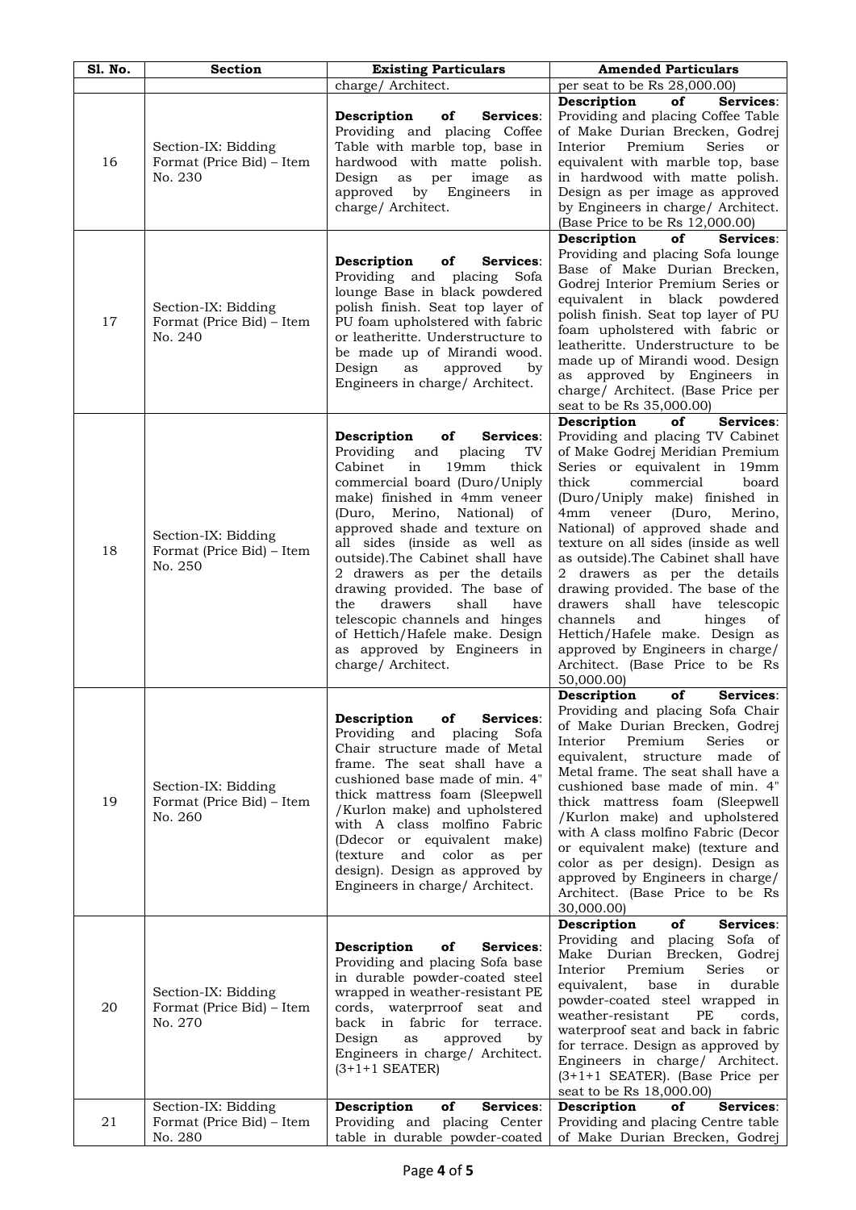| Sl. No. | Section | Existing Particulars | Amended Particulars |
|---|---|---|---|
| | | charge/ Architect. | per seat to be Rs 28,000.00) |
| 16 | Section-IX: Bidding Format (Price Bid) – Item No. 230 | **Description of Services**: Providing and placing Coffee Table with marble top, base in hardwood with matte polish. Design as per image as approved by Engineers in charge/ Architect. | **Description of Services**: Providing and placing Coffee Table of Make Durian Brecken, Godrej Interior Premium Series or equivalent with marble top, base in hardwood with matte polish. Design as per image as approved by Engineers in charge/ Architect. (Base Price to be Rs 12,000.00) |
| 17 | Section-IX: Bidding Format (Price Bid) – Item No. 240 | **Description of Services**: Providing and placing Sofa lounge Base in black powdered polish finish. Seat top layer of PU foam upholstered with fabric or leatheritte. Understructure to be made up of Mirandi wood. Design as approved by Engineers in charge/ Architect. | **Description of Services**: Providing and placing Sofa lounge Base of Make Durian Brecken, Godrej Interior Premium Series or equivalent in black powdered polish finish. Seat top layer of PU foam upholstered with fabric or leatheritte. Understructure to be made up of Mirandi wood. Design as approved by Engineers in charge/ Architect. (Base Price per seat to be Rs 35,000.00) |
| 18 | Section-IX: Bidding Format (Price Bid) – Item No. 250 | **Description of Services**: Providing and placing TV Cabinet in 19mm thick commercial board (Duro/Uniply make) finished in 4mm veneer (Duro, Merino, National) of approved shade and texture on all sides (inside as well as outside).The Cabinet shall have 2 drawers as per the details drawing provided. The base of the drawers shall have telescopic channels and hinges of Hettich/Hafele make. Design as approved by Engineers in charge/ Architect. | **Description of Services**: Providing and placing TV Cabinet of Make Godrej Meridian Premium Series or equivalent in 19mm thick commercial board (Duro/Uniply make) finished in 4mm veneer (Duro, Merino, National) of approved shade and texture on all sides (inside as well as outside).The Cabinet shall have 2 drawers as per the details drawing provided. The base of the drawers shall have telescopic channels and hinges of Hettich/Hafele make. Design as approved by Engineers in charge/ Architect. (Base Price to be Rs 50,000.00) |
| 19 | Section-IX: Bidding Format (Price Bid) – Item No. 260 | **Description of Services**: Providing and placing Sofa Chair structure made of Metal frame. The seat shall have a cushioned base made of min. 4" thick mattress foam (Sleepwell /Kurlon make) and upholstered with A class molfino Fabric (Ddecor or equivalent make) (texture and color as per design). Design as approved by Engineers in charge/ Architect. | **Description of Services**: Providing and placing Sofa Chair of Make Durian Brecken, Godrej Interior Premium Series or equivalent, structure made of Metal frame. The seat shall have a cushioned base made of min. 4" thick mattress foam (Sleepwell /Kurlon make) and upholstered with A class molfino Fabric (Decor or equivalent make) (texture and color as per design). Design as approved by Engineers in charge/ Architect. (Base Price to be Rs 30,000.00) |
| 20 | Section-IX: Bidding Format (Price Bid) – Item No. 270 | **Description of Services**: Providing and placing Sofa base in durable powder-coated steel wrapped in weather-resistant PE cords, waterprroof seat and back in fabric for terrace. Design as approved by Engineers in charge/ Architect. (3+1+1 SEATER) | **Description of Services**: Providing and placing Sofa of Make Durian Brecken, Godrej Interior Premium Series or equivalent, base in durable powder-coated steel wrapped in weather-resistant PE cords, waterproof seat and back in fabric for terrace. Design as approved by Engineers in charge/ Architect. (3+1+1 SEATER). (Base Price per seat to be Rs 18,000.00) |
| 21 | Section-IX: Bidding Format (Price Bid) – Item No. 280 | **Description of Services**: Providing and placing Center table in durable powder-coated | **Description of Services**: Providing and placing Centre table of Make Durian Brecken, Godrej |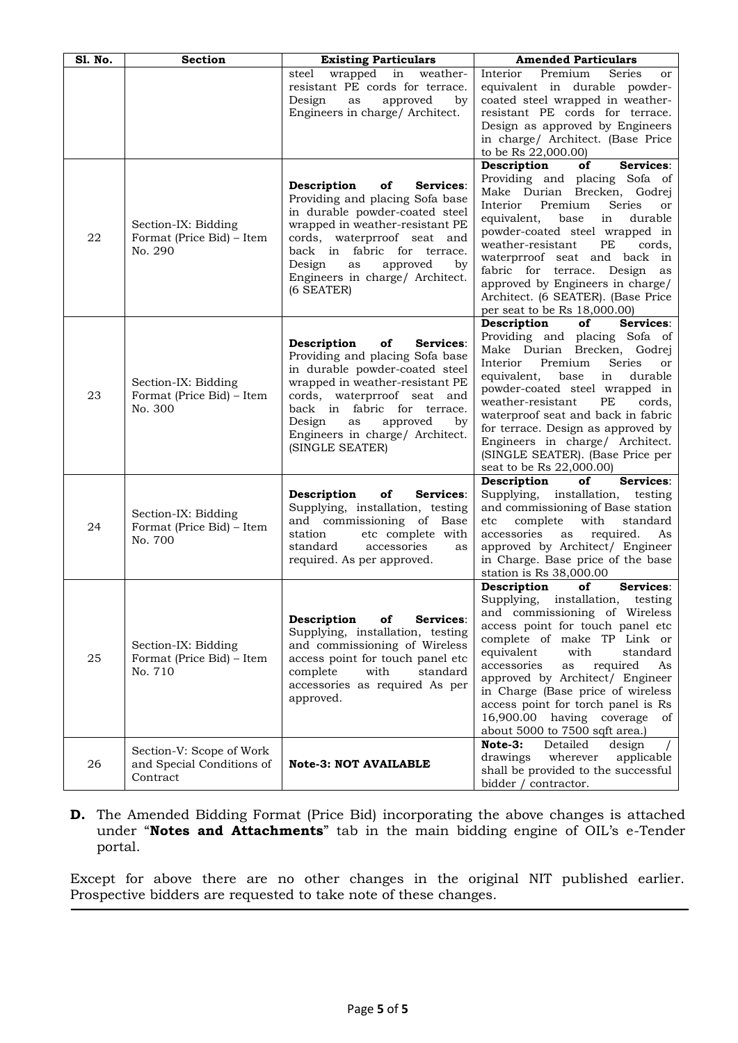| Sl. No. | Section | Existing Particulars | Amended Particulars |
|---|---|---|---|
| | | steel wrapped in weather-resistant PE cords for terrace. Design as approved by Engineers in charge/ Architect. | Interior Premium Series or equivalent in durable powder-coated steel wrapped in weather-resistant PE cords for terrace. Design as approved by Engineers in charge/ Architect. (Base Price to be Rs 22,000.00) |
| 22 | Section-IX: Bidding Format (Price Bid) – Item No. 290 | **Description of Services**: Providing and placing Sofa base in durable powder-coated steel wrapped in weather-resistant PE cords, waterprroof seat and back in fabric for terrace. Design as approved by Engineers in charge/ Architect. (6 SEATER) | **Description of Services**: Providing and placing Sofa of Make Durian Brecken, Godrej Interior Premium Series or equivalent, base in durable powder-coated steel wrapped in weather-resistant PE cords, waterprroof seat and back in fabric for terrace. Design as approved by Engineers in charge/ Architect. (6 SEATER). (Base Price per seat to be Rs 18,000.00) |
| 23 | Section-IX: Bidding Format (Price Bid) – Item No. 300 | **Description of Services**: Providing and placing Sofa base in durable powder-coated steel wrapped in weather-resistant PE cords, waterprroof seat and back in fabric for terrace. Design as approved by Engineers in charge/ Architect. (SINGLE SEATER) | **Description of Services**: Providing and placing Sofa of Make Durian Brecken, Godrej Interior Premium Series or equivalent, base in durable powder-coated steel wrapped in weather-resistant PE cords, waterproof seat and back in fabric for terrace. Design as approved by Engineers in charge/ Architect. (SINGLE SEATER). (Base Price per seat to be Rs 22,000.00) |
| 24 | Section-IX: Bidding Format (Price Bid) – Item No. 700 | **Description of Services**: Supplying, installation, testing and commissioning of Base station etc complete with standard accessories as required. As per approved. | **Description of Services**: Supplying, installation, testing and commissioning of Base station etc complete with standard accessories as required. As approved by Architect/ Engineer in Charge. Base price of the base station is Rs 38,000.00 |
| 25 | Section-IX: Bidding Format (Price Bid) – Item No. 710 | **Description of Services**: Supplying, installation, testing and commissioning of Wireless access point for touch panel etc complete with standard accessories as required As per approved. | **Description of Services**: Supplying, installation, testing and commissioning of Wireless access point for touch panel etc complete of make TP Link or equivalent with standard accessories as required As approved by Architect/ Engineer in Charge (Base price of wireless access point for torch panel is Rs 16,900.00 having coverage of about 5000 to 7500 sqft area.) |
| 26 | Section-V: Scope of Work and Special Conditions of Contract | **Note-3: NOT AVAILABLE** | **Note-3:** Detailed design / drawings wherever applicable shall be provided to the successful bidder / contractor. |

**D.** The Amended Bidding Format (Price Bid) incorporating the above changes is attached under "**Notes and Attachments**" tab in the main bidding engine of OIL's e-Tender portal.

Except for above there are no other changes in the original NIT published earlier. Prospective bidders are requested to take note of these changes.